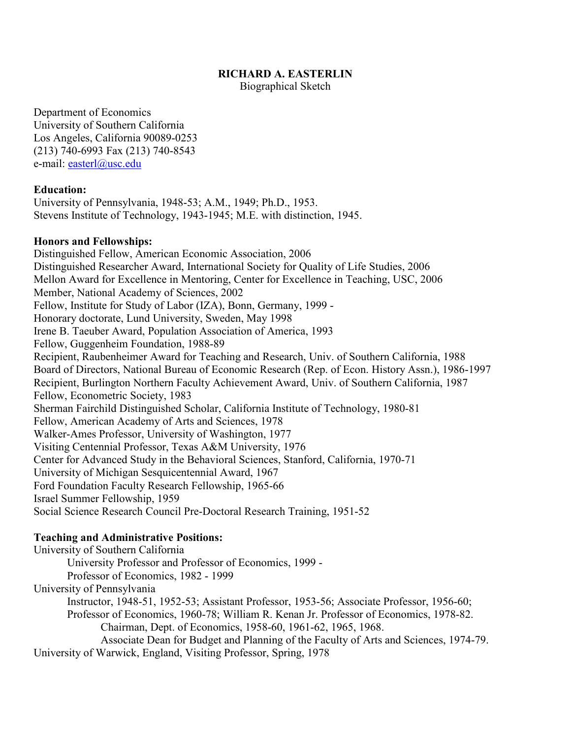# RICHARD A. EASTERLIN

Biographical Sketch

Department of Economics
University of Southern California
Los Angeles, California 90089-0253
(213) 740-6993 Fax (213) 740-8543
e-mail: easterl@usc.edu

**Education:**

University of Pennsylvania, 1948-53; A.M., 1949; Ph.D., 1953.
Stevens Institute of Technology, 1943-1945; M.E. with distinction, 1945.

**Honors and Fellowships:**

Distinguished Fellow, American Economic Association, 2006
Distinguished Researcher Award, International Society for Quality of Life Studies, 2006
Mellon Award for Excellence in Mentoring, Center for Excellence in Teaching, USC, 2006
Member, National Academy of Sciences, 2002
Fellow, Institute for Study of Labor (IZA), Bonn, Germany, 1999 -
Honorary doctorate, Lund University, Sweden, May 1998
Irene B. Taeuber Award, Population Association of America, 1993
Fellow, Guggenheim Foundation, 1988-89
Recipient, Raubenheimer Award for Teaching and Research, Univ. of Southern California, 1988
Board of Directors, National Bureau of Economic Research (Rep. of Econ. History Assn.), 1986-1997
Recipient, Burlington Northern Faculty Achievement Award, Univ. of Southern California, 1987
Fellow, Econometric Society, 1983
Sherman Fairchild Distinguished Scholar, California Institute of Technology, 1980-81
Fellow, American Academy of Arts and Sciences, 1978
Walker-Ames Professor, University of Washington, 1977
Visiting Centennial Professor, Texas A&M University, 1976
Center for Advanced Study in the Behavioral Sciences, Stanford, California, 1970-71
University of Michigan Sesquicentennial Award, 1967
Ford Foundation Faculty Research Fellowship, 1965-66
Israel Summer Fellowship, 1959
Social Science Research Council Pre-Doctoral Research Training, 1951-52

**Teaching and Administrative Positions:**

University of Southern California
- University Professor and Professor of Economics, 1999 -
- Professor of Economics, 1982 - 1999

University of Pennsylvania
- Instructor, 1948-51, 1952-53; Assistant Professor, 1953-56; Associate Professor, 1956-60; Professor of Economics, 1960-78; William R. Kenan Jr. Professor of Economics, 1978-82.
  - Chairman, Dept. of Economics, 1958-60, 1961-62, 1965, 1968.
  - Associate Dean for Budget and Planning of the Faculty of Arts and Sciences, 1974-79.

University of Warwick, England, Visiting Professor, Spring, 1978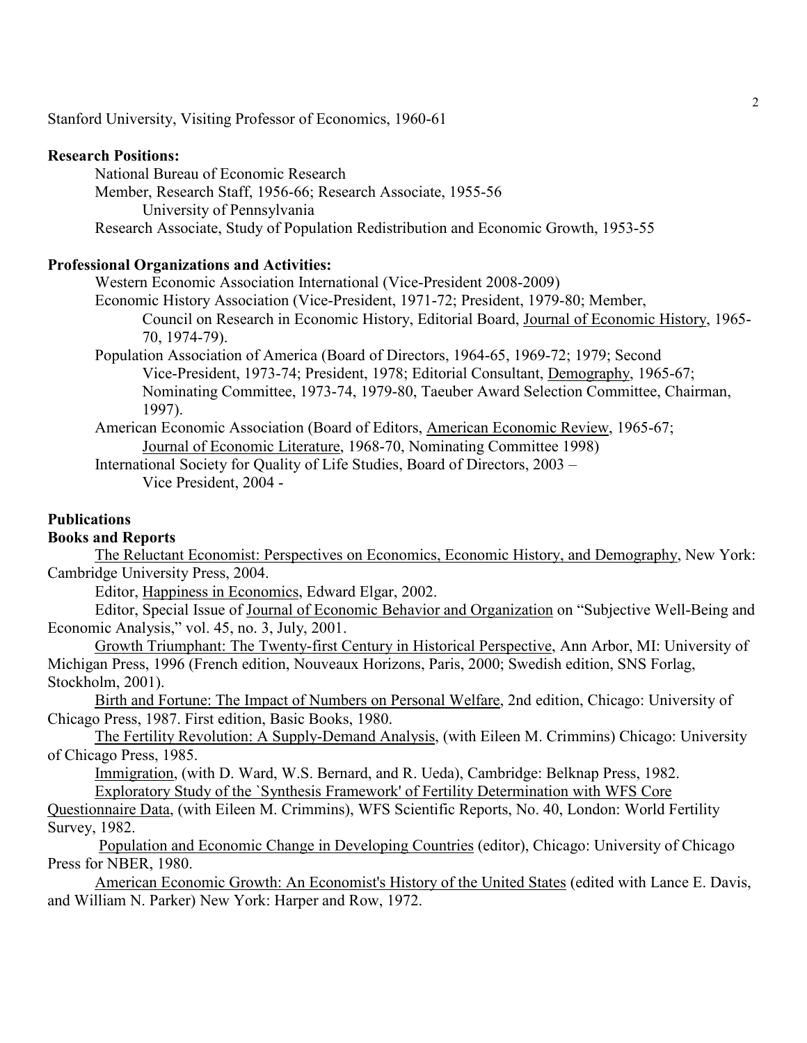Stanford University, Visiting Professor of Economics, 1960-61

**Research Positions:**

National Bureau of Economic Research
Member, Research Staff, 1956-66; Research Associate, 1955-56
University of Pennsylvania
Research Associate, Study of Population Redistribution and Economic Growth, 1953-55

**Professional Organizations and Activities:**

Western Economic Association International (Vice-President 2008-2009)

Economic History Association (Vice-President, 1971-72; President, 1979-80; Member, Council on Research in Economic History, Editorial Board, Journal of Economic History, 1965-70, 1974-79).

Population Association of America (Board of Directors, 1964-65, 1969-72; 1979; Second Vice-President, 1973-74; President, 1978; Editorial Consultant, Demography, 1965-67; Nominating Committee, 1973-74, 1979-80, Taeuber Award Selection Committee, Chairman, 1997).

American Economic Association (Board of Editors, American Economic Review, 1965-67; Journal of Economic Literature, 1968-70, Nominating Committee 1998)

International Society for Quality of Life Studies, Board of Directors, 2003 –
Vice President, 2004 -

**Publications**

**Books and Reports**

The Reluctant Economist: Perspectives on Economics, Economic History, and Demography, New York: Cambridge University Press, 2004.

Editor, Happiness in Economics, Edward Elgar, 2002.

Editor, Special Issue of Journal of Economic Behavior and Organization on "Subjective Well-Being and Economic Analysis," vol. 45, no. 3, July, 2001.

Growth Triumphant: The Twenty-first Century in Historical Perspective, Ann Arbor, MI: University of Michigan Press, 1996 (French edition, Nouveaux Horizons, Paris, 2000; Swedish edition, SNS Forlag, Stockholm, 2001).

Birth and Fortune: The Impact of Numbers on Personal Welfare, 2nd edition, Chicago: University of Chicago Press, 1987. First edition, Basic Books, 1980.

The Fertility Revolution: A Supply-Demand Analysis, (with Eileen M. Crimmins) Chicago: University of Chicago Press, 1985.

Immigration, (with D. Ward, W.S. Bernard, and R. Ueda), Cambridge: Belknap Press, 1982.

Exploratory Study of the `Synthesis Framework' of Fertility Determination with WFS Core Questionnaire Data, (with Eileen M. Crimmins), WFS Scientific Reports, No. 40, London: World Fertility Survey, 1982.

Population and Economic Change in Developing Countries (editor), Chicago: University of Chicago Press for NBER, 1980.

American Economic Growth: An Economist's History of the United States (edited with Lance E. Davis, and William N. Parker) New York: Harper and Row, 1972.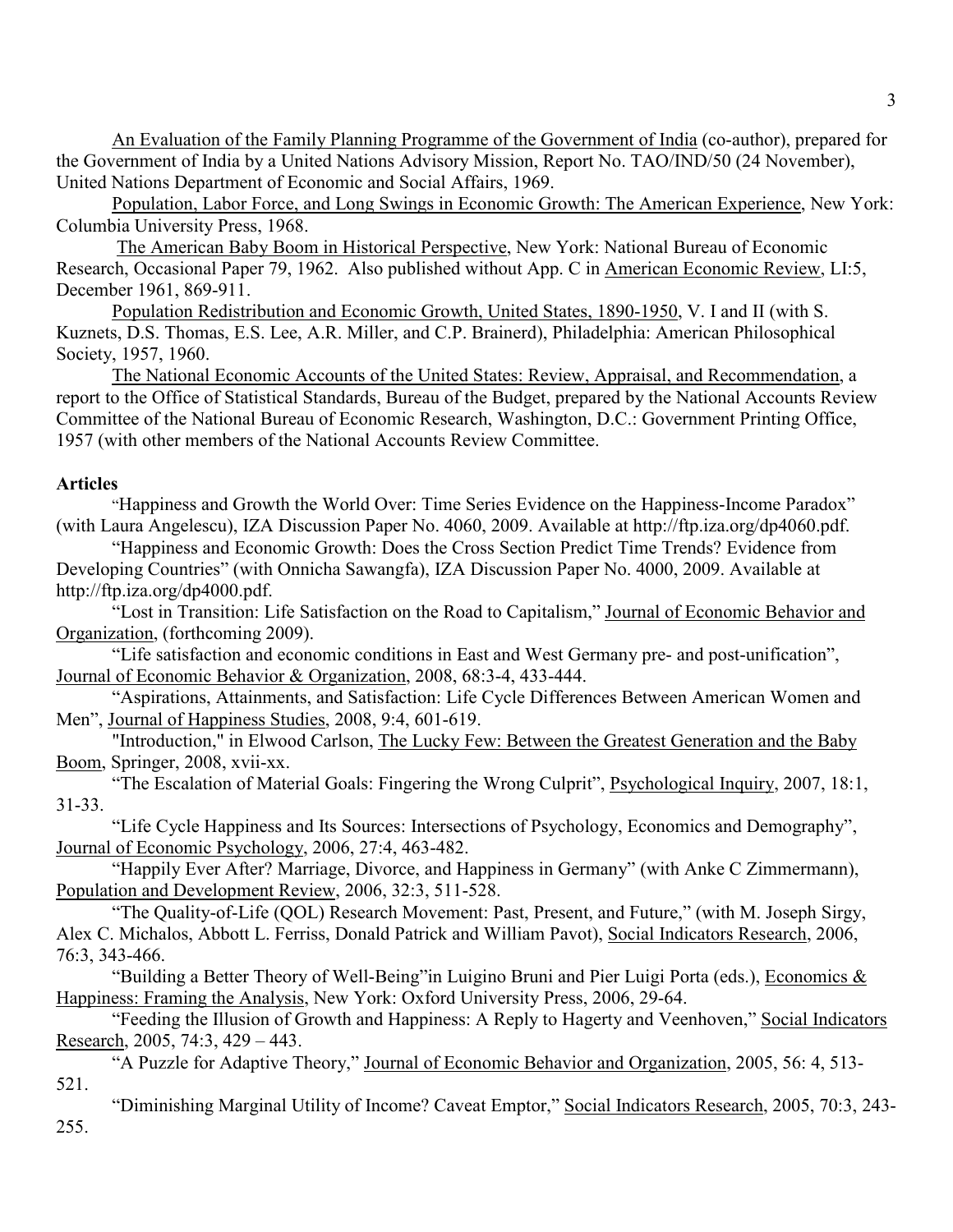An Evaluation of the Family Planning Programme of the Government of India (co-author), prepared for the Government of India by a United Nations Advisory Mission, Report No. TAO/IND/50 (24 November), United Nations Department of Economic and Social Affairs, 1969.

Population, Labor Force, and Long Swings in Economic Growth: The American Experience, New York: Columbia University Press, 1968.

The American Baby Boom in Historical Perspective, New York: National Bureau of Economic Research, Occasional Paper 79, 1962. Also published without App. C in American Economic Review, LI:5, December 1961, 869-911.

Population Redistribution and Economic Growth, United States, 1890-1950, V. I and II (with S. Kuznets, D.S. Thomas, E.S. Lee, A.R. Miller, and C.P. Brainerd), Philadelphia: American Philosophical Society, 1957, 1960.

The National Economic Accounts of the United States: Review, Appraisal, and Recommendation, a report to the Office of Statistical Standards, Bureau of the Budget, prepared by the National Accounts Review Committee of the National Bureau of Economic Research, Washington, D.C.: Government Printing Office, 1957 (with other members of the National Accounts Review Committee.

**Articles**

"Happiness and Growth the World Over: Time Series Evidence on the Happiness-Income Paradox" (with Laura Angelescu), IZA Discussion Paper No. 4060, 2009. Available at http://ftp.iza.org/dp4060.pdf.

"Happiness and Economic Growth: Does the Cross Section Predict Time Trends? Evidence from Developing Countries" (with Onnicha Sawangfa), IZA Discussion Paper No. 4000, 2009. Available at http://ftp.iza.org/dp4000.pdf.

"Lost in Transition: Life Satisfaction on the Road to Capitalism," Journal of Economic Behavior and Organization, (forthcoming 2009).

"Life satisfaction and economic conditions in East and West Germany pre- and post-unification", Journal of Economic Behavior & Organization, 2008, 68:3-4, 433-444.

"Aspirations, Attainments, and Satisfaction: Life Cycle Differences Between American Women and Men", Journal of Happiness Studies, 2008, 9:4, 601-619.

"Introduction," in Elwood Carlson, The Lucky Few: Between the Greatest Generation and the Baby Boom, Springer, 2008, xvii-xx.

"The Escalation of Material Goals: Fingering the Wrong Culprit", Psychological Inquiry, 2007, 18:1, 31-33.

"Life Cycle Happiness and Its Sources: Intersections of Psychology, Economics and Demography", Journal of Economic Psychology, 2006, 27:4, 463-482.

"Happily Ever After? Marriage, Divorce, and Happiness in Germany" (with Anke C Zimmermann), Population and Development Review, 2006, 32:3, 511-528.

"The Quality-of-Life (QOL) Research Movement: Past, Present, and Future," (with M. Joseph Sirgy, Alex C. Michalos, Abbott L. Ferriss, Donald Patrick and William Pavot), Social Indicators Research, 2006, 76:3, 343-466.

"Building a Better Theory of Well-Being"in Luigino Bruni and Pier Luigi Porta (eds.), Economics & Happiness: Framing the Analysis, New York: Oxford University Press, 2006, 29-64.

"Feeding the Illusion of Growth and Happiness: A Reply to Hagerty and Veenhoven," Social Indicators Research, 2005, 74:3, 429 – 443.

"A Puzzle for Adaptive Theory," Journal of Economic Behavior and Organization, 2005, 56: 4, 513-521.

"Diminishing Marginal Utility of Income? Caveat Emptor," Social Indicators Research, 2005, 70:3, 243-255.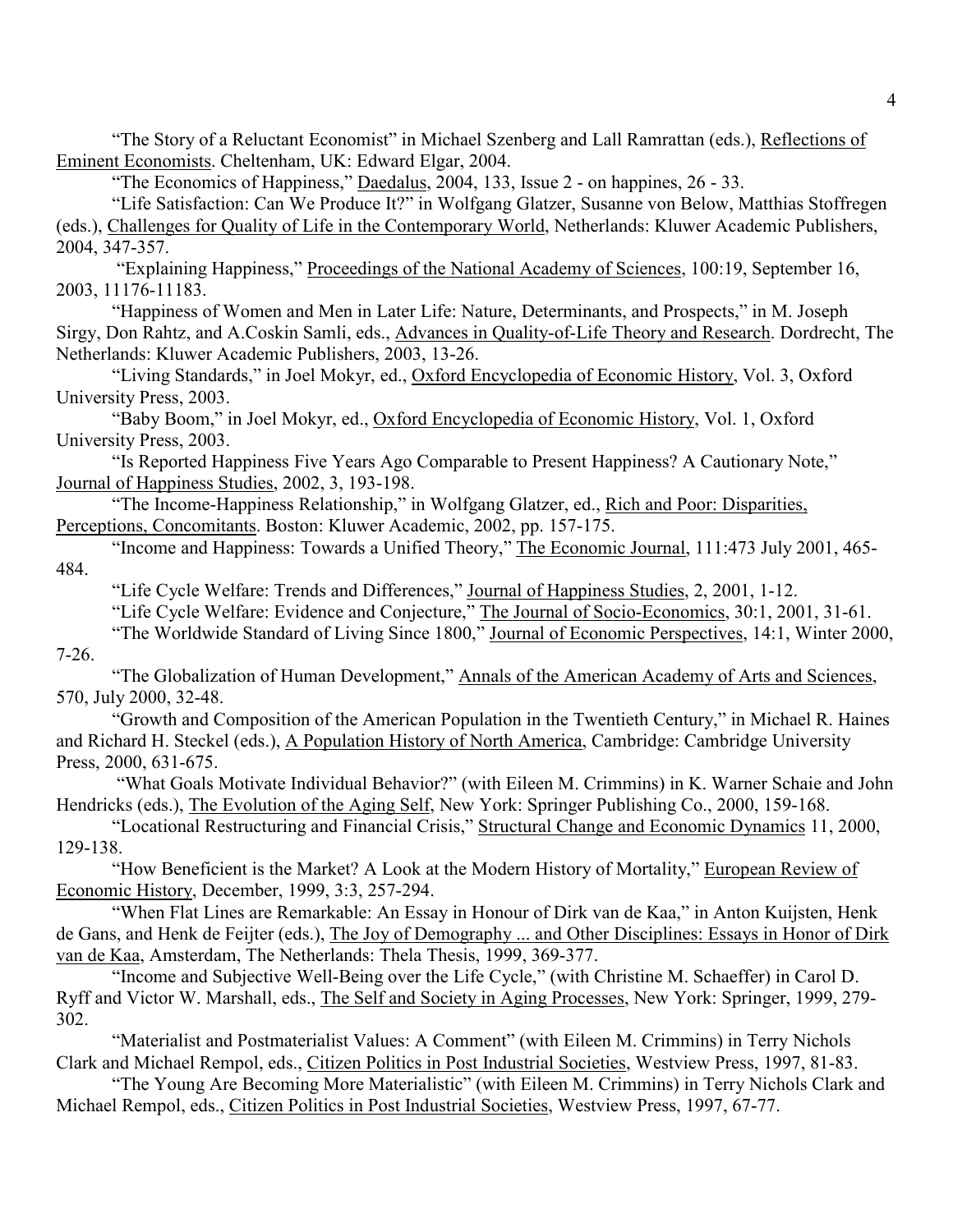"The Story of a Reluctant Economist" in Michael Szenberg and Lall Ramrattan (eds.), Reflections of Eminent Economists. Cheltenham, UK: Edward Elgar, 2004.

"The Economics of Happiness," Daedalus, 2004, 133, Issue 2 - on happines, 26 - 33.

"Life Satisfaction: Can We Produce It?" in Wolfgang Glatzer, Susanne von Below, Matthias Stoffregen (eds.), Challenges for Quality of Life in the Contemporary World, Netherlands: Kluwer Academic Publishers, 2004, 347-357.

"Explaining Happiness," Proceedings of the National Academy of Sciences, 100:19, September 16, 2003, 11176-11183.

"Happiness of Women and Men in Later Life: Nature, Determinants, and Prospects," in M. Joseph Sirgy, Don Rahtz, and A.Coskin Samli, eds., Advances in Quality-of-Life Theory and Research. Dordrecht, The Netherlands: Kluwer Academic Publishers, 2003, 13-26.

"Living Standards," in Joel Mokyr, ed., Oxford Encyclopedia of Economic History, Vol. 3, Oxford University Press, 2003.

"Baby Boom," in Joel Mokyr, ed., Oxford Encyclopedia of Economic History, Vol. 1, Oxford University Press, 2003.

"Is Reported Happiness Five Years Ago Comparable to Present Happiness? A Cautionary Note," Journal of Happiness Studies, 2002, 3, 193-198.

"The Income-Happiness Relationship," in Wolfgang Glatzer, ed., Rich and Poor: Disparities, Perceptions, Concomitants. Boston: Kluwer Academic, 2002, pp. 157-175.

"Income and Happiness: Towards a Unified Theory," The Economic Journal, 111:473 July 2001, 465-484.

"Life Cycle Welfare: Trends and Differences," Journal of Happiness Studies, 2, 2001, 1-12.

"Life Cycle Welfare: Evidence and Conjecture," The Journal of Socio-Economics, 30:1, 2001, 31-61.

"The Worldwide Standard of Living Since 1800," Journal of Economic Perspectives, 14:1, Winter 2000, 7-26.

"The Globalization of Human Development," Annals of the American Academy of Arts and Sciences, 570, July 2000, 32-48.

"Growth and Composition of the American Population in the Twentieth Century," in Michael R. Haines and Richard H. Steckel (eds.), A Population History of North America, Cambridge: Cambridge University Press, 2000, 631-675.

"What Goals Motivate Individual Behavior?" (with Eileen M. Crimmins) in K. Warner Schaie and John Hendricks (eds.), The Evolution of the Aging Self, New York: Springer Publishing Co., 2000, 159-168.

"Locational Restructuring and Financial Crisis," Structural Change and Economic Dynamics 11, 2000, 129-138.

"How Beneficient is the Market? A Look at the Modern History of Mortality," European Review of Economic History, December, 1999, 3:3, 257-294.

"When Flat Lines are Remarkable: An Essay in Honour of Dirk van de Kaa," in Anton Kuijsten, Henk de Gans, and Henk de Feijter (eds.), The Joy of Demography ... and Other Disciplines: Essays in Honor of Dirk van de Kaa, Amsterdam, The Netherlands: Thela Thesis, 1999, 369-377.

"Income and Subjective Well-Being over the Life Cycle," (with Christine M. Schaeffer) in Carol D. Ryff and Victor W. Marshall, eds., The Self and Society in Aging Processes, New York: Springer, 1999, 279-302.

"Materialist and Postmaterialist Values: A Comment" (with Eileen M. Crimmins) in Terry Nichols Clark and Michael Rempol, eds., Citizen Politics in Post Industrial Societies, Westview Press, 1997, 81-83.

"The Young Are Becoming More Materialistic" (with Eileen M. Crimmins) in Terry Nichols Clark and Michael Rempol, eds., Citizen Politics in Post Industrial Societies, Westview Press, 1997, 67-77.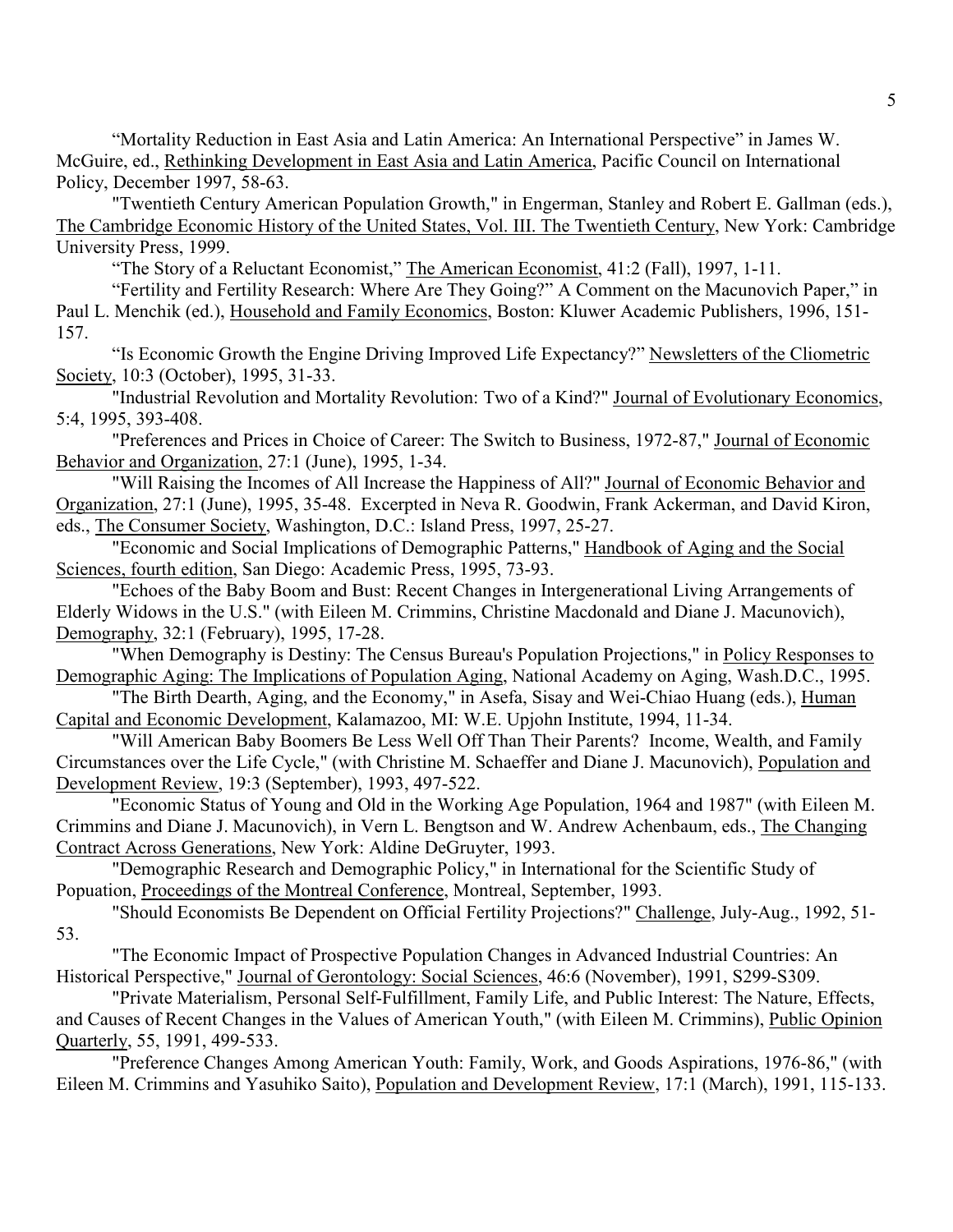"Mortality Reduction in East Asia and Latin America: An International Perspective" in James W. McGuire, ed., Rethinking Development in East Asia and Latin America, Pacific Council on International Policy, December 1997, 58-63.

"Twentieth Century American Population Growth," in Engerman, Stanley and Robert E. Gallman (eds.), The Cambridge Economic History of the United States, Vol. III. The Twentieth Century, New York: Cambridge University Press, 1999.

"The Story of a Reluctant Economist," The American Economist, 41:2 (Fall), 1997, 1-11.

"Fertility and Fertility Research: Where Are They Going?" A Comment on the Macunovich Paper," in Paul L. Menchik (ed.), Household and Family Economics, Boston: Kluwer Academic Publishers, 1996, 151-157.

"Is Economic Growth the Engine Driving Improved Life Expectancy?" Newsletters of the Cliometric Society, 10:3 (October), 1995, 31-33.

"Industrial Revolution and Mortality Revolution: Two of a Kind?" Journal of Evolutionary Economics, 5:4, 1995, 393-408.

"Preferences and Prices in Choice of Career: The Switch to Business, 1972-87," Journal of Economic Behavior and Organization, 27:1 (June), 1995, 1-34.

"Will Raising the Incomes of All Increase the Happiness of All?" Journal of Economic Behavior and Organization, 27:1 (June), 1995, 35-48. Excerpted in Neva R. Goodwin, Frank Ackerman, and David Kiron, eds., The Consumer Society, Washington, D.C.: Island Press, 1997, 25-27.

"Economic and Social Implications of Demographic Patterns," Handbook of Aging and the Social Sciences, fourth edition, San Diego: Academic Press, 1995, 73-93.

"Echoes of the Baby Boom and Bust: Recent Changes in Intergenerational Living Arrangements of Elderly Widows in the U.S." (with Eileen M. Crimmins, Christine Macdonald and Diane J. Macunovich), Demography, 32:1 (February), 1995, 17-28.

"When Demography is Destiny: The Census Bureau's Population Projections," in Policy Responses to Demographic Aging: The Implications of Population Aging, National Academy on Aging, Wash.D.C., 1995.

"The Birth Dearth, Aging, and the Economy," in Asefa, Sisay and Wei-Chiao Huang (eds.), Human Capital and Economic Development, Kalamazoo, MI: W.E. Upjohn Institute, 1994, 11-34.

"Will American Baby Boomers Be Less Well Off Than Their Parents? Income, Wealth, and Family Circumstances over the Life Cycle," (with Christine M. Schaeffer and Diane J. Macunovich), Population and Development Review, 19:3 (September), 1993, 497-522.

"Economic Status of Young and Old in the Working Age Population, 1964 and 1987" (with Eileen M. Crimmins and Diane J. Macunovich), in Vern L. Bengtson and W. Andrew Achenbaum, eds., The Changing Contract Across Generations, New York: Aldine DeGruyter, 1993.

"Demographic Research and Demographic Policy," in International for the Scientific Study of Popuation, Proceedings of the Montreal Conference, Montreal, September, 1993.

"Should Economists Be Dependent on Official Fertility Projections?" Challenge, July-Aug., 1992, 51-53.

"The Economic Impact of Prospective Population Changes in Advanced Industrial Countries: An Historical Perspective," Journal of Gerontology: Social Sciences, 46:6 (November), 1991, S299-S309.

"Private Materialism, Personal Self-Fulfillment, Family Life, and Public Interest: The Nature, Effects, and Causes of Recent Changes in the Values of American Youth," (with Eileen M. Crimmins), Public Opinion Quarterly, 55, 1991, 499-533.

"Preference Changes Among American Youth: Family, Work, and Goods Aspirations, 1976-86," (with Eileen M. Crimmins and Yasuhiko Saito), Population and Development Review, 17:1 (March), 1991, 115-133.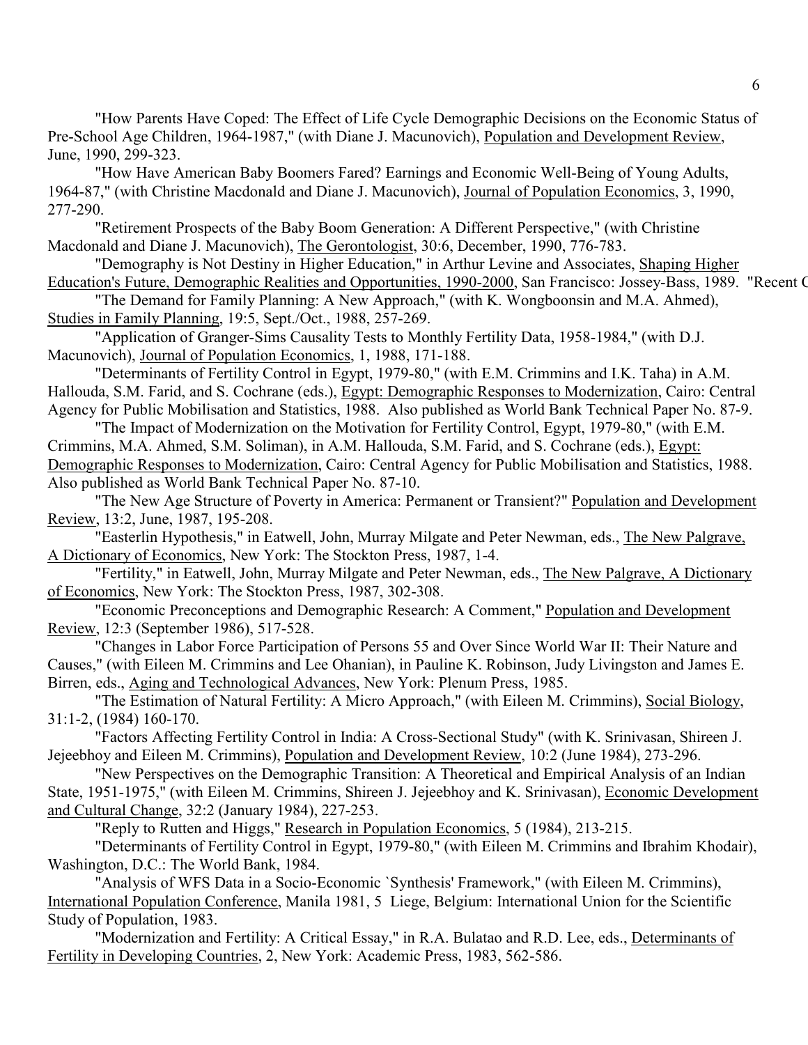"How Parents Have Coped: The Effect of Life Cycle Demographic Decisions on the Economic Status of Pre-School Age Children, 1964-1987," (with Diane J. Macunovich), Population and Development Review, June, 1990, 299-323.

"How Have American Baby Boomers Fared? Earnings and Economic Well-Being of Young Adults, 1964-87," (with Christine Macdonald and Diane J. Macunovich), Journal of Population Economics, 3, 1990, 277-290.

"Retirement Prospects of the Baby Boom Generation: A Different Perspective," (with Christine Macdonald and Diane J. Macunovich), The Gerontologist, 30:6, December, 1990, 776-783.

"Demography is Not Destiny in Higher Education," in Arthur Levine and Associates, Shaping Higher Education's Future, Demographic Realities and Opportunities, 1990-2000, San Francisco: Jossey-Bass, 1989. "Recent C

"The Demand for Family Planning: A New Approach," (with K. Wongboonsin and M.A. Ahmed), Studies in Family Planning, 19:5, Sept./Oct., 1988, 257-269.

"Application of Granger-Sims Causality Tests to Monthly Fertility Data, 1958-1984," (with D.J. Macunovich), Journal of Population Economics, 1, 1988, 171-188.

"Determinants of Fertility Control in Egypt, 1979-80," (with E.M. Crimmins and I.K. Taha) in A.M. Hallouda, S.M. Farid, and S. Cochrane (eds.), Egypt: Demographic Responses to Modernization, Cairo: Central Agency for Public Mobilisation and Statistics, 1988. Also published as World Bank Technical Paper No. 87-9.

"The Impact of Modernization on the Motivation for Fertility Control, Egypt, 1979-80," (with E.M. Crimmins, M.A. Ahmed, S.M. Soliman), in A.M. Hallouda, S.M. Farid, and S. Cochrane (eds.), Egypt: Demographic Responses to Modernization, Cairo: Central Agency for Public Mobilisation and Statistics, 1988. Also published as World Bank Technical Paper No. 87-10.

"The New Age Structure of Poverty in America: Permanent or Transient?" Population and Development Review, 13:2, June, 1987, 195-208.

"Easterlin Hypothesis," in Eatwell, John, Murray Milgate and Peter Newman, eds., The New Palgrave, A Dictionary of Economics, New York: The Stockton Press, 1987, 1-4.

"Fertility," in Eatwell, John, Murray Milgate and Peter Newman, eds., The New Palgrave, A Dictionary of Economics, New York: The Stockton Press, 1987, 302-308.

"Economic Preconceptions and Demographic Research: A Comment," Population and Development Review, 12:3 (September 1986), 517-528.

"Changes in Labor Force Participation of Persons 55 and Over Since World War II: Their Nature and Causes," (with Eileen M. Crimmins and Lee Ohanian), in Pauline K. Robinson, Judy Livingston and James E. Birren, eds., Aging and Technological Advances, New York: Plenum Press, 1985.

"The Estimation of Natural Fertility: A Micro Approach," (with Eileen M. Crimmins), Social Biology, 31:1-2, (1984) 160-170.

"Factors Affecting Fertility Control in India: A Cross-Sectional Study" (with K. Srinivasan, Shireen J. Jejeebhoy and Eileen M. Crimmins), Population and Development Review, 10:2 (June 1984), 273-296.

"New Perspectives on the Demographic Transition: A Theoretical and Empirical Analysis of an Indian State, 1951-1975," (with Eileen M. Crimmins, Shireen J. Jejeebhoy and K. Srinivasan), Economic Development and Cultural Change, 32:2 (January 1984), 227-253.

"Reply to Rutten and Higgs," Research in Population Economics, 5 (1984), 213-215.

"Determinants of Fertility Control in Egypt, 1979-80," (with Eileen M. Crimmins and Ibrahim Khodair), Washington, D.C.: The World Bank, 1984.

"Analysis of WFS Data in a Socio-Economic `Synthesis' Framework," (with Eileen M. Crimmins), International Population Conference, Manila 1981, 5 Liege, Belgium: International Union for the Scientific Study of Population, 1983.

"Modernization and Fertility: A Critical Essay," in R.A. Bulatao and R.D. Lee, eds., Determinants of Fertility in Developing Countries, 2, New York: Academic Press, 1983, 562-586.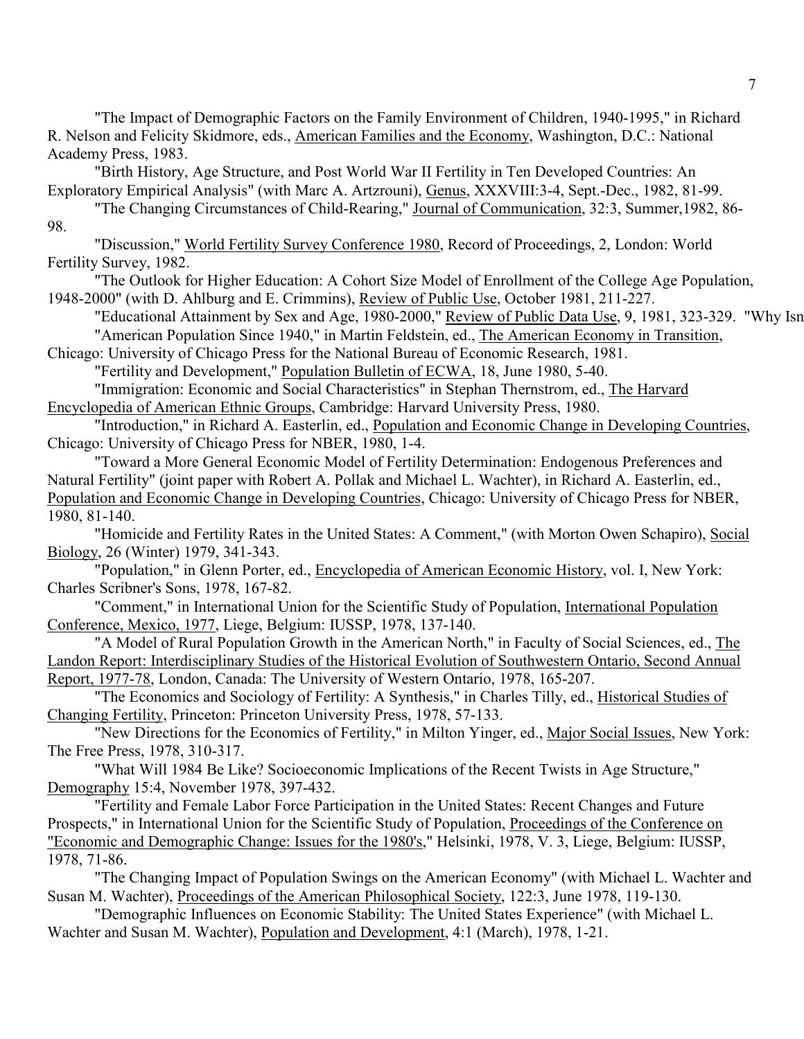"The Impact of Demographic Factors on the Family Environment of Children, 1940-1995," in Richard R. Nelson and Felicity Skidmore, eds., American Families and the Economy, Washington, D.C.: National Academy Press, 1983.

"Birth History, Age Structure, and Post World War II Fertility in Ten Developed Countries: An Exploratory Empirical Analysis" (with Marc A. Artzrouni), Genus, XXXVIII:3-4, Sept.-Dec., 1982, 81-99.

"The Changing Circumstances of Child-Rearing," Journal of Communication, 32:3, Summer,1982, 86-98.

"Discussion," World Fertility Survey Conference 1980, Record of Proceedings, 2, London: World Fertility Survey, 1982.

"The Outlook for Higher Education: A Cohort Size Model of Enrollment of the College Age Population, 1948-2000" (with D. Ahlburg and E. Crimmins), Review of Public Use, October 1981, 211-227.

"Educational Attainment by Sex and Age, 1980-2000," Review of Public Data Use, 9, 1981, 323-329. "Why Isn

"American Population Since 1940," in Martin Feldstein, ed., The American Economy in Transition, Chicago: University of Chicago Press for the National Bureau of Economic Research, 1981.

"Fertility and Development," Population Bulletin of ECWA, 18, June 1980, 5-40.

"Immigration: Economic and Social Characteristics" in Stephan Thernstrom, ed., The Harvard Encyclopedia of American Ethnic Groups, Cambridge: Harvard University Press, 1980.

"Introduction," in Richard A. Easterlin, ed., Population and Economic Change in Developing Countries, Chicago: University of Chicago Press for NBER, 1980, 1-4.

"Toward a More General Economic Model of Fertility Determination: Endogenous Preferences and Natural Fertility" (joint paper with Robert A. Pollak and Michael L. Wachter), in Richard A. Easterlin, ed., Population and Economic Change in Developing Countries, Chicago: University of Chicago Press for NBER, 1980, 81-140.

"Homicide and Fertility Rates in the United States: A Comment," (with Morton Owen Schapiro), Social Biology, 26 (Winter) 1979, 341-343.

"Population," in Glenn Porter, ed., Encyclopedia of American Economic History, vol. I, New York: Charles Scribner's Sons, 1978, 167-82.

"Comment," in International Union for the Scientific Study of Population, International Population Conference, Mexico, 1977, Liege, Belgium: IUSSP, 1978, 137-140.

"A Model of Rural Population Growth in the American North," in Faculty of Social Sciences, ed., The Landon Report: Interdisciplinary Studies of the Historical Evolution of Southwestern Ontario, Second Annual Report, 1977-78, London, Canada: The University of Western Ontario, 1978, 165-207.

"The Economics and Sociology of Fertility: A Synthesis," in Charles Tilly, ed., Historical Studies of Changing Fertility, Princeton: Princeton University Press, 1978, 57-133.

"New Directions for the Economics of Fertility," in Milton Yinger, ed., Major Social Issues, New York: The Free Press, 1978, 310-317.

"What Will 1984 Be Like? Socioeconomic Implications of the Recent Twists in Age Structure," Demography 15:4, November 1978, 397-432.

"Fertility and Female Labor Force Participation in the United States: Recent Changes and Future Prospects," in International Union for the Scientific Study of Population, Proceedings of the Conference on "Economic and Demographic Change: Issues for the 1980's," Helsinki, 1978, V. 3, Liege, Belgium: IUSSP, 1978, 71-86.

"The Changing Impact of Population Swings on the American Economy" (with Michael L. Wachter and Susan M. Wachter), Proceedings of the American Philosophical Society, 122:3, June 1978, 119-130.

"Demographic Influences on Economic Stability: The United States Experience" (with Michael L. Wachter and Susan M. Wachter), Population and Development, 4:1 (March), 1978, 1-21.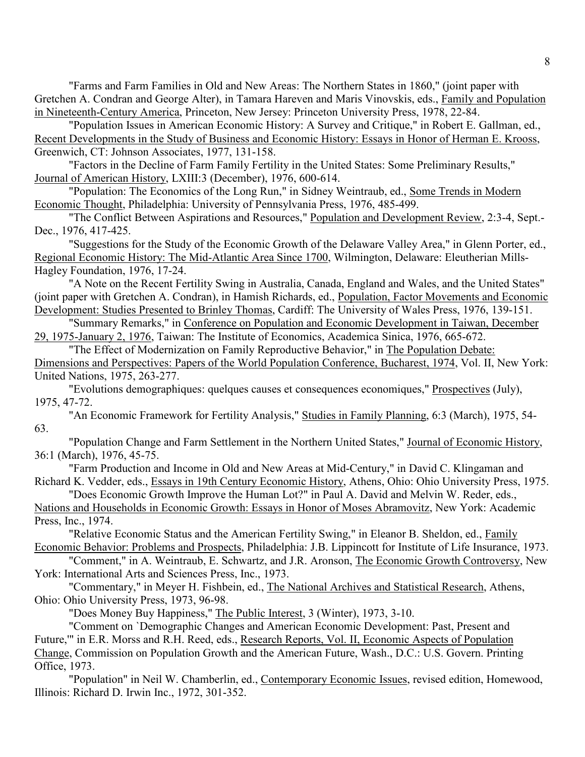"Farms and Farm Families in Old and New Areas: The Northern States in 1860," (joint paper with Gretchen A. Condran and George Alter), in Tamara Hareven and Maris Vinovskis, eds., Family and Population in Nineteenth-Century America, Princeton, New Jersey: Princeton University Press, 1978, 22-84.

"Population Issues in American Economic History: A Survey and Critique," in Robert E. Gallman, ed., Recent Developments in the Study of Business and Economic History: Essays in Honor of Herman E. Krooss, Greenwich, CT: Johnson Associates, 1977, 131-158.

"Factors in the Decline of Farm Family Fertility in the United States: Some Preliminary Results," Journal of American History, LXIII:3 (December), 1976, 600-614.

"Population: The Economics of the Long Run," in Sidney Weintraub, ed., Some Trends in Modern Economic Thought, Philadelphia: University of Pennsylvania Press, 1976, 485-499.

"The Conflict Between Aspirations and Resources," Population and Development Review, 2:3-4, Sept.-Dec., 1976, 417-425.

"Suggestions for the Study of the Economic Growth of the Delaware Valley Area," in Glenn Porter, ed., Regional Economic History: The Mid-Atlantic Area Since 1700, Wilmington, Delaware: Eleutherian Mills-Hagley Foundation, 1976, 17-24.

"A Note on the Recent Fertility Swing in Australia, Canada, England and Wales, and the United States" (joint paper with Gretchen A. Condran), in Hamish Richards, ed., Population, Factor Movements and Economic Development: Studies Presented to Brinley Thomas, Cardiff: The University of Wales Press, 1976, 139-151.

"Summary Remarks," in Conference on Population and Economic Development in Taiwan, December 29, 1975-January 2, 1976, Taiwan: The Institute of Economics, Academica Sinica, 1976, 665-672.

"The Effect of Modernization on Family Reproductive Behavior," in The Population Debate: Dimensions and Perspectives: Papers of the World Population Conference, Bucharest, 1974, Vol. II, New York: United Nations, 1975, 263-277.

"Evolutions demographiques: quelques causes et consequences economiques," Prospectives (July), 1975, 47-72.

"An Economic Framework for Fertility Analysis," Studies in Family Planning, 6:3 (March), 1975, 54-63.

"Population Change and Farm Settlement in the Northern United States," Journal of Economic History, 36:1 (March), 1976, 45-75.

"Farm Production and Income in Old and New Areas at Mid-Century," in David C. Klingaman and Richard K. Vedder, eds., Essays in 19th Century Economic History, Athens, Ohio: Ohio University Press, 1975.

"Does Economic Growth Improve the Human Lot?" in Paul A. David and Melvin W. Reder, eds., Nations and Households in Economic Growth: Essays in Honor of Moses Abramovitz, New York: Academic Press, Inc., 1974.

"Relative Economic Status and the American Fertility Swing," in Eleanor B. Sheldon, ed., Family Economic Behavior: Problems and Prospects, Philadelphia: J.B. Lippincott for Institute of Life Insurance, 1973.

"Comment," in A. Weintraub, E. Schwartz, and J.R. Aronson, The Economic Growth Controversy, New York: International Arts and Sciences Press, Inc., 1973.

"Commentary," in Meyer H. Fishbein, ed., The National Archives and Statistical Research, Athens, Ohio: Ohio University Press, 1973, 96-98.

"Does Money Buy Happiness," The Public Interest, 3 (Winter), 1973, 3-10.

"Comment on `Demographic Changes and American Economic Development: Past, Present and Future,'" in E.R. Morss and R.H. Reed, eds., Research Reports, Vol. II, Economic Aspects of Population Change, Commission on Population Growth and the American Future, Wash., D.C.: U.S. Govern. Printing Office, 1973.

"Population" in Neil W. Chamberlin, ed., Contemporary Economic Issues, revised edition, Homewood, Illinois: Richard D. Irwin Inc., 1972, 301-352.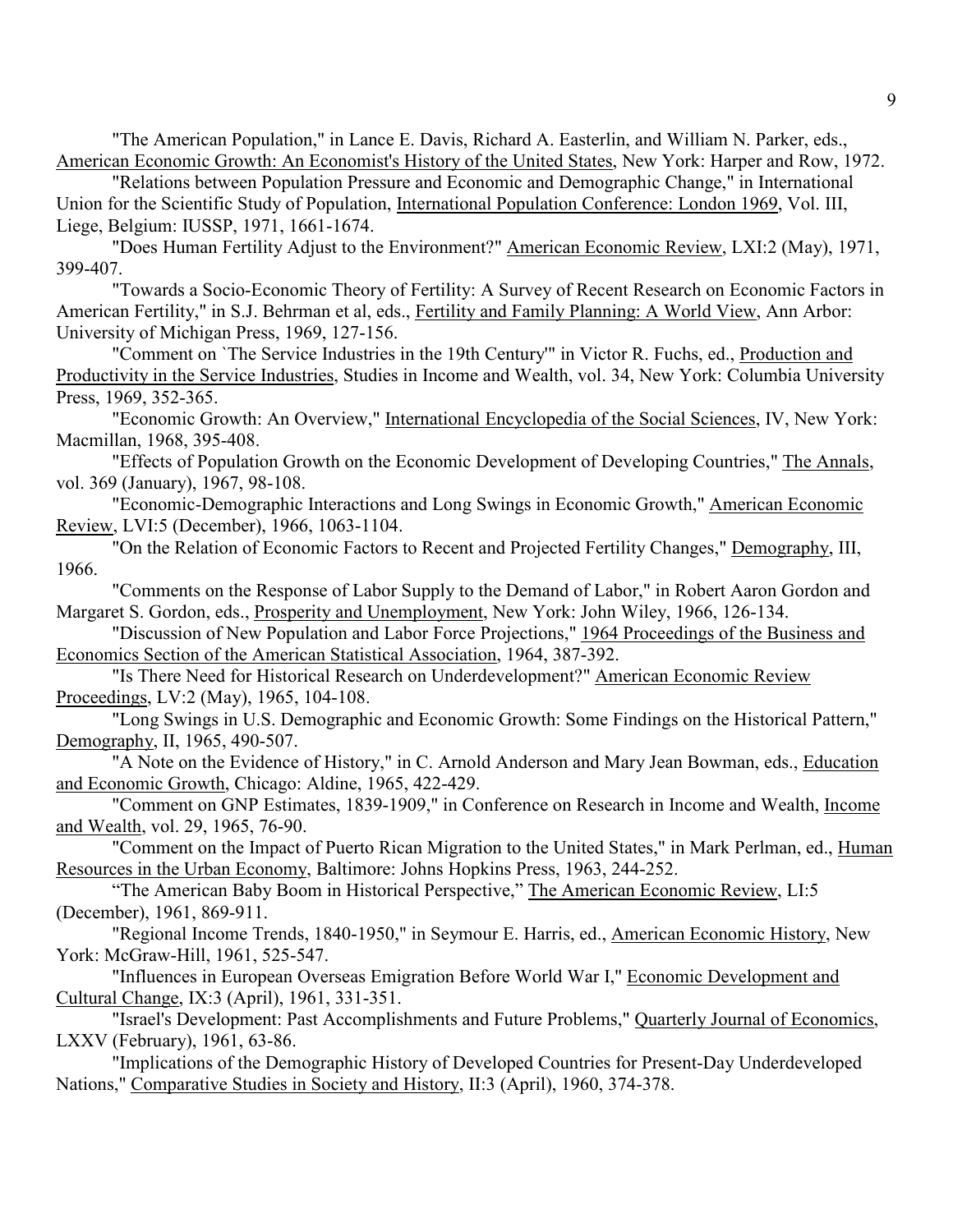"The American Population," in Lance E. Davis, Richard A. Easterlin, and William N. Parker, eds., American Economic Growth: An Economist's History of the United States, New York: Harper and Row, 1972.

"Relations between Population Pressure and Economic and Demographic Change," in International Union for the Scientific Study of Population, International Population Conference: London 1969, Vol. III, Liege, Belgium: IUSSP, 1971, 1661-1674.

"Does Human Fertility Adjust to the Environment?" American Economic Review, LXI:2 (May), 1971, 399-407.

"Towards a Socio-Economic Theory of Fertility: A Survey of Recent Research on Economic Factors in American Fertility," in S.J. Behrman et al, eds., Fertility and Family Planning: A World View, Ann Arbor: University of Michigan Press, 1969, 127-156.

"Comment on `The Service Industries in the 19th Century'" in Victor R. Fuchs, ed., Production and Productivity in the Service Industries, Studies in Income and Wealth, vol. 34, New York: Columbia University Press, 1969, 352-365.

"Economic Growth: An Overview," International Encyclopedia of the Social Sciences, IV, New York: Macmillan, 1968, 395-408.

"Effects of Population Growth on the Economic Development of Developing Countries," The Annals, vol. 369 (January), 1967, 98-108.

"Economic-Demographic Interactions and Long Swings in Economic Growth," American Economic Review, LVI:5 (December), 1966, 1063-1104.

"On the Relation of Economic Factors to Recent and Projected Fertility Changes," Demography, III, 1966.

"Comments on the Response of Labor Supply to the Demand of Labor," in Robert Aaron Gordon and Margaret S. Gordon, eds., Prosperity and Unemployment, New York: John Wiley, 1966, 126-134.

"Discussion of New Population and Labor Force Projections," 1964 Proceedings of the Business and Economics Section of the American Statistical Association, 1964, 387-392.

"Is There Need for Historical Research on Underdevelopment?" American Economic Review Proceedings, LV:2 (May), 1965, 104-108.

"Long Swings in U.S. Demographic and Economic Growth: Some Findings on the Historical Pattern," Demography, II, 1965, 490-507.

"A Note on the Evidence of History," in C. Arnold Anderson and Mary Jean Bowman, eds., Education and Economic Growth, Chicago: Aldine, 1965, 422-429.

"Comment on GNP Estimates, 1839-1909," in Conference on Research in Income and Wealth, Income and Wealth, vol. 29, 1965, 76-90.

"Comment on the Impact of Puerto Rican Migration to the United States," in Mark Perlman, ed., Human Resources in the Urban Economy, Baltimore: Johns Hopkins Press, 1963, 244-252.

"The American Baby Boom in Historical Perspective," The American Economic Review, LI:5 (December), 1961, 869-911.

"Regional Income Trends, 1840-1950," in Seymour E. Harris, ed., American Economic History, New York: McGraw-Hill, 1961, 525-547.

"Influences in European Overseas Emigration Before World War I," Economic Development and Cultural Change, IX:3 (April), 1961, 331-351.

"Israel's Development: Past Accomplishments and Future Problems," Quarterly Journal of Economics, LXXV (February), 1961, 63-86.

"Implications of the Demographic History of Developed Countries for Present-Day Underdeveloped Nations," Comparative Studies in Society and History, II:3 (April), 1960, 374-378.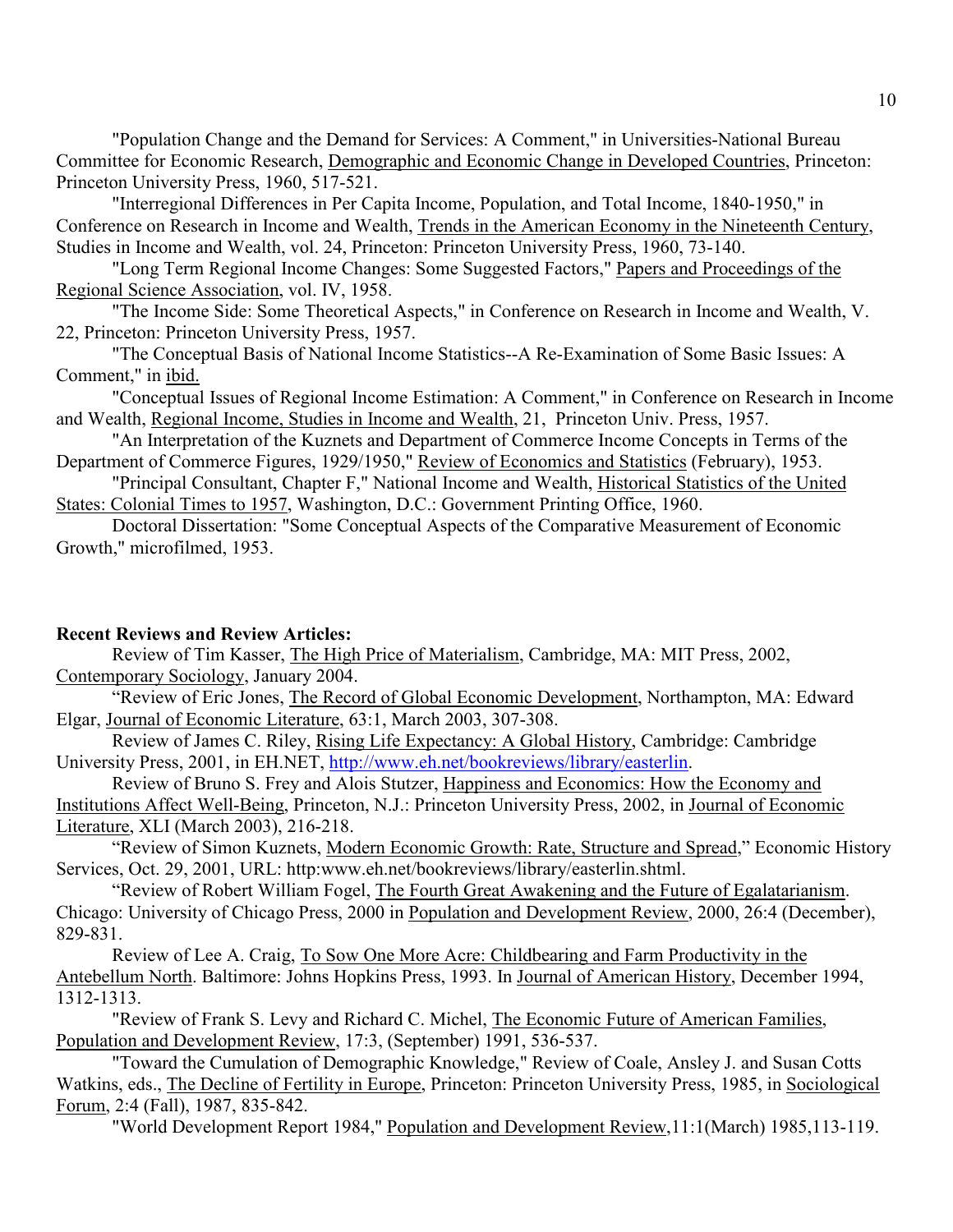"Population Change and the Demand for Services: A Comment," in Universities-National Bureau Committee for Economic Research, Demographic and Economic Change in Developed Countries, Princeton: Princeton University Press, 1960, 517-521.

"Interregional Differences in Per Capita Income, Population, and Total Income, 1840-1950," in Conference on Research in Income and Wealth, Trends in the American Economy in the Nineteenth Century, Studies in Income and Wealth, vol. 24, Princeton: Princeton University Press, 1960, 73-140.

"Long Term Regional Income Changes: Some Suggested Factors," Papers and Proceedings of the Regional Science Association, vol. IV, 1958.

"The Income Side: Some Theoretical Aspects," in Conference on Research in Income and Wealth, V. 22, Princeton: Princeton University Press, 1957.

"The Conceptual Basis of National Income Statistics--A Re-Examination of Some Basic Issues: A Comment," in ibid.

"Conceptual Issues of Regional Income Estimation: A Comment," in Conference on Research in Income and Wealth, Regional Income, Studies in Income and Wealth, 21, Princeton Univ. Press, 1957.

"An Interpretation of the Kuznets and Department of Commerce Income Concepts in Terms of the Department of Commerce Figures, 1929/1950," Review of Economics and Statistics (February), 1953.

"Principal Consultant, Chapter F," National Income and Wealth, Historical Statistics of the United States: Colonial Times to 1957, Washington, D.C.: Government Printing Office, 1960.

Doctoral Dissertation: "Some Conceptual Aspects of the Comparative Measurement of Economic Growth," microfilmed, 1953.

**Recent Reviews and Review Articles:**

Review of Tim Kasser, The High Price of Materialism, Cambridge, MA: MIT Press, 2002, Contemporary Sociology, January 2004.

"Review of Eric Jones, The Record of Global Economic Development, Northampton, MA: Edward Elgar, Journal of Economic Literature, 63:1, March 2003, 307-308.

Review of James C. Riley, Rising Life Expectancy: A Global History, Cambridge: Cambridge University Press, 2001, in EH.NET, http://www.eh.net/bookreviews/library/easterlin.

Review of Bruno S. Frey and Alois Stutzer, Happiness and Economics: How the Economy and Institutions Affect Well-Being, Princeton, N.J.: Princeton University Press, 2002, in Journal of Economic Literature, XLI (March 2003), 216-218.

"Review of Simon Kuznets, Modern Economic Growth: Rate, Structure and Spread," Economic History Services, Oct. 29, 2001, URL: http:www.eh.net/bookreviews/library/easterlin.shtml.

"Review of Robert William Fogel, The Fourth Great Awakening and the Future of Egalatarianism. Chicago: University of Chicago Press, 2000 in Population and Development Review, 2000, 26:4 (December), 829-831.

Review of Lee A. Craig, To Sow One More Acre: Childbearing and Farm Productivity in the Antebellum North. Baltimore: Johns Hopkins Press, 1993. In Journal of American History, December 1994, 1312-1313.

"Review of Frank S. Levy and Richard C. Michel, The Economic Future of American Families, Population and Development Review, 17:3, (September) 1991, 536-537.

"Toward the Cumulation of Demographic Knowledge," Review of Coale, Ansley J. and Susan Cotts Watkins, eds., The Decline of Fertility in Europe, Princeton: Princeton University Press, 1985, in Sociological Forum, 2:4 (Fall), 1987, 835-842.

"World Development Report 1984," Population and Development Review,11:1(March) 1985,113-119.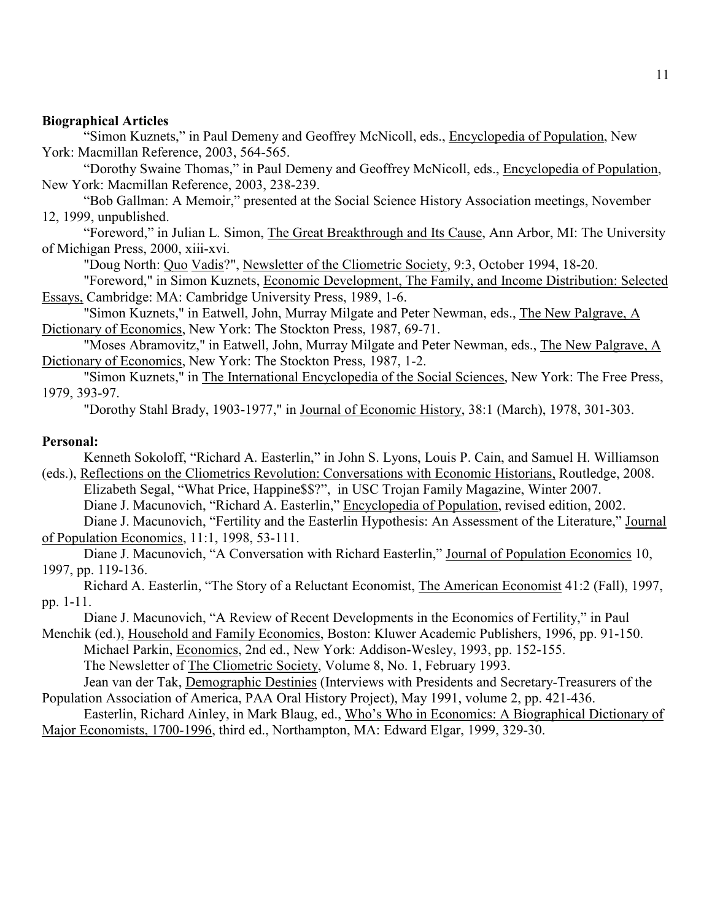**Biographical Articles**

"Simon Kuznets," in Paul Demeny and Geoffrey McNicoll, eds., Encyclopedia of Population, New York: Macmillan Reference, 2003, 564-565.

"Dorothy Swaine Thomas," in Paul Demeny and Geoffrey McNicoll, eds., Encyclopedia of Population, New York: Macmillan Reference, 2003, 238-239.

"Bob Gallman: A Memoir," presented at the Social Science History Association meetings, November 12, 1999, unpublished.

"Foreword," in Julian L. Simon, The Great Breakthrough and Its Cause, Ann Arbor, MI: The University of Michigan Press, 2000, xiii-xvi.

"Doug North: Quo Vadis?", Newsletter of the Cliometric Society, 9:3, October 1994, 18-20.

"Foreword," in Simon Kuznets, Economic Development, The Family, and Income Distribution: Selected Essays, Cambridge: MA: Cambridge University Press, 1989, 1-6.

"Simon Kuznets," in Eatwell, John, Murray Milgate and Peter Newman, eds., The New Palgrave, A Dictionary of Economics, New York: The Stockton Press, 1987, 69-71.

"Moses Abramovitz," in Eatwell, John, Murray Milgate and Peter Newman, eds., The New Palgrave, A Dictionary of Economics, New York: The Stockton Press, 1987, 1-2.

"Simon Kuznets," in The International Encyclopedia of the Social Sciences, New York: The Free Press, 1979, 393-97.

"Dorothy Stahl Brady, 1903-1977," in Journal of Economic History, 38:1 (March), 1978, 301-303.

**Personal:**

Kenneth Sokoloff, "Richard A. Easterlin," in John S. Lyons, Louis P. Cain, and Samuel H. Williamson (eds.), Reflections on the Cliometrics Revolution: Conversations with Economic Historians, Routledge, 2008.

Elizabeth Segal, "What Price, Happine$$?", in USC Trojan Family Magazine, Winter 2007.

Diane J. Macunovich, "Richard A. Easterlin," Encyclopedia of Population, revised edition, 2002.

Diane J. Macunovich, "Fertility and the Easterlin Hypothesis: An Assessment of the Literature," Journal of Population Economics, 11:1, 1998, 53-111.

Diane J. Macunovich, "A Conversation with Richard Easterlin," Journal of Population Economics 10, 1997, pp. 119-136.

Richard A. Easterlin, "The Story of a Reluctant Economist, The American Economist 41:2 (Fall), 1997, pp. 1-11.

Diane J. Macunovich, "A Review of Recent Developments in the Economics of Fertility," in Paul Menchik (ed.), Household and Family Economics, Boston: Kluwer Academic Publishers, 1996, pp. 91-150.

Michael Parkin, Economics, 2nd ed., New York: Addison-Wesley, 1993, pp. 152-155.

The Newsletter of The Cliometric Society, Volume 8, No. 1, February 1993.

Jean van der Tak, Demographic Destinies (Interviews with Presidents and Secretary-Treasurers of the Population Association of America, PAA Oral History Project), May 1991, volume 2, pp. 421-436.

Easterlin, Richard Ainley, in Mark Blaug, ed., Who's Who in Economics: A Biographical Dictionary of Major Economists, 1700-1996, third ed., Northampton, MA: Edward Elgar, 1999, 329-30.